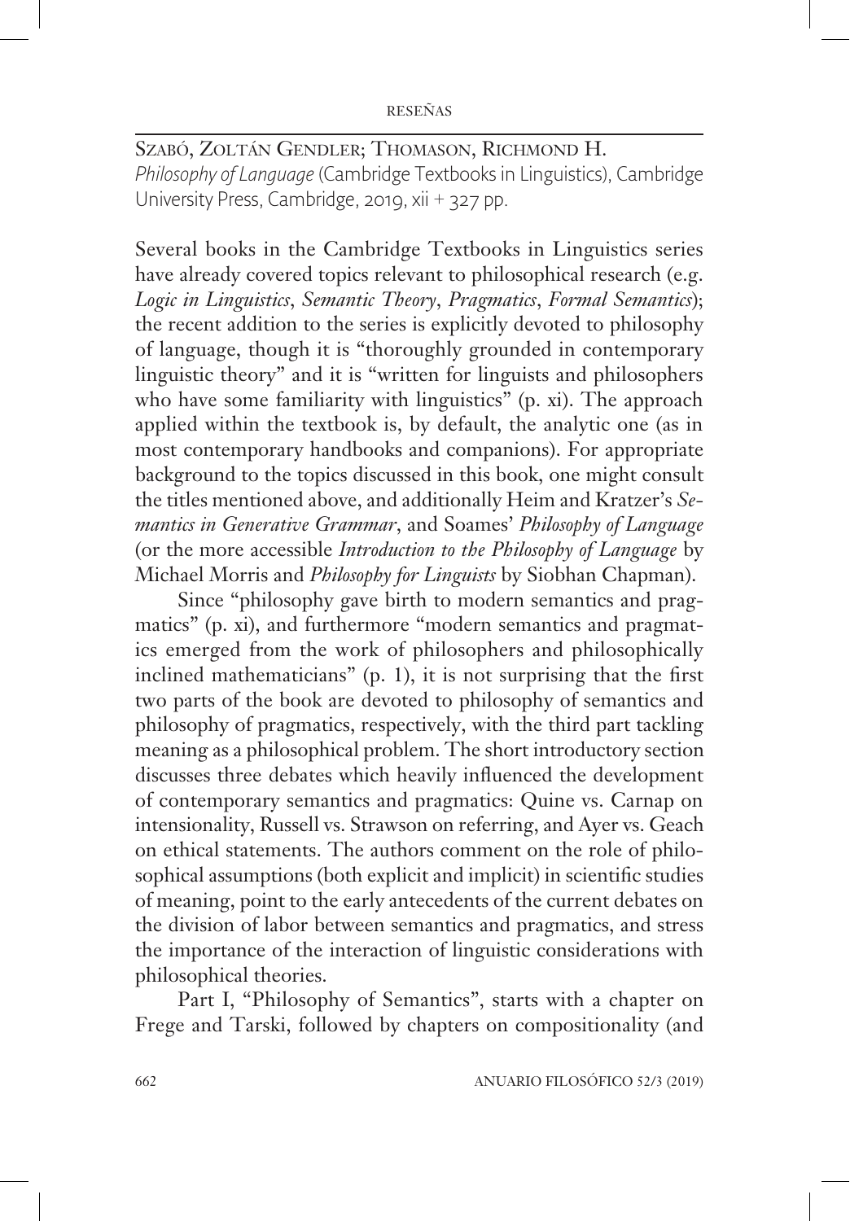Szabó, Zoltán Gendler; Thomason, Richmond H.
*Philosophy of Language* (Cambridge Textbooks in Linguistics), Cambridge University Press, Cambridge, 2019, xii + 327 pp.

Several books in the Cambridge Textbooks in Linguistics series have already covered topics relevant to philosophical research (e.g. *Logic in Linguistics*, *Semantic Theory*, *Pragmatics*, *Formal Semantics*); the recent addition to the series is explicitly devoted to philosophy of language, though it is "thoroughly grounded in contemporary linguistic theory" and it is "written for linguists and philosophers who have some familiarity with linguistics" (p. xi). The approach applied within the textbook is, by default, the analytic one (as in most contemporary handbooks and companions). For appropriate background to the topics discussed in this book, one might consult the titles mentioned above, and additionally Heim and Kratzer's *Semantics in Generative Grammar*, and Soames' *Philosophy of Language* (or the more accessible *Introduction to the Philosophy of Language* by Michael Morris and *Philosophy for Linguists* by Siobhan Chapman).

Since "philosophy gave birth to modern semantics and pragmatics" (p. xi), and furthermore "modern semantics and pragmatics emerged from the work of philosophers and philosophically inclined mathematicians" (p. 1), it is not surprising that the first two parts of the book are devoted to philosophy of semantics and philosophy of pragmatics, respectively, with the third part tackling meaning as a philosophical problem. The short introductory section discusses three debates which heavily influenced the development of contemporary semantics and pragmatics: Quine vs. Carnap on intensionality, Russell vs. Strawson on referring, and Ayer vs. Geach on ethical statements. The authors comment on the role of philosophical assumptions (both explicit and implicit) in scientific studies of meaning, point to the early antecedents of the current debates on the division of labor between semantics and pragmatics, and stress the importance of the interaction of linguistic considerations with philosophical theories.

Part I, "Philosophy of Semantics", starts with a chapter on Frege and Tarski, followed by chapters on compositionality (and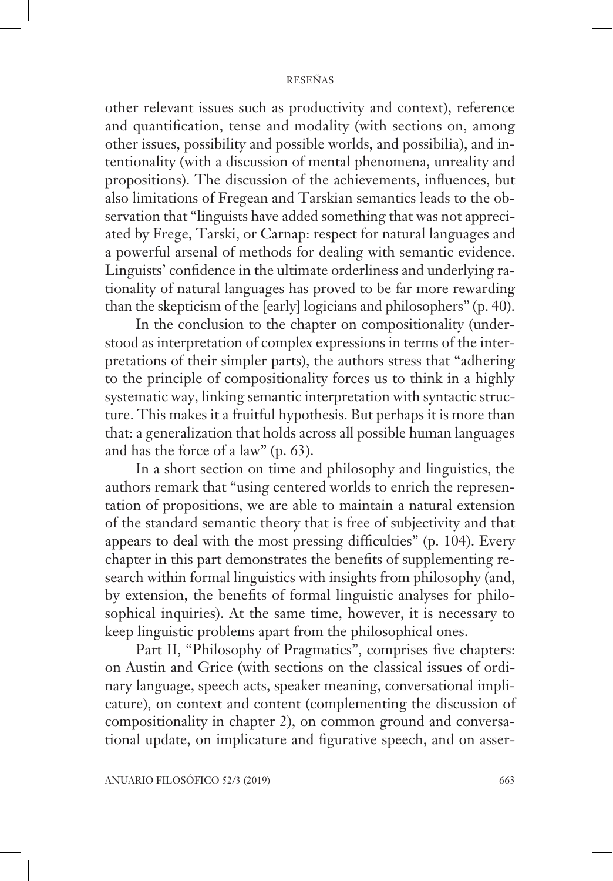other relevant issues such as productivity and context), reference and quantification, tense and modality (with sections on, among other issues, possibility and possible worlds, and possibilia), and intentionality (with a discussion of mental phenomena, unreality and propositions). The discussion of the achievements, influences, but also limitations of Fregean and Tarskian semantics leads to the observation that "linguists have added something that was not appreciated by Frege, Tarski, or Carnap: respect for natural languages and a powerful arsenal of methods for dealing with semantic evidence. Linguists' confidence in the ultimate orderliness and underlying rationality of natural languages has proved to be far more rewarding than the skepticism of the [early] logicians and philosophers" (p. 40).

In the conclusion to the chapter on compositionality (understood as interpretation of complex expressions in terms of the interpretations of their simpler parts), the authors stress that "adhering to the principle of compositionality forces us to think in a highly systematic way, linking semantic interpretation with syntactic structure. This makes it a fruitful hypothesis. But perhaps it is more than that: a generalization that holds across all possible human languages and has the force of a law" (p. 63).

In a short section on time and philosophy and linguistics, the authors remark that "using centered worlds to enrich the representation of propositions, we are able to maintain a natural extension of the standard semantic theory that is free of subjectivity and that appears to deal with the most pressing difficulties" (p. 104). Every chapter in this part demonstrates the benefits of supplementing research within formal linguistics with insights from philosophy (and, by extension, the benefits of formal linguistic analyses for philosophical inquiries). At the same time, however, it is necessary to keep linguistic problems apart from the philosophical ones.

Part II, "Philosophy of Pragmatics", comprises five chapters: on Austin and Grice (with sections on the classical issues of ordinary language, speech acts, speaker meaning, conversational implicature), on context and content (complementing the discussion of compositionality in chapter 2), on common ground and conversational update, on implicature and figurative speech, and on asser-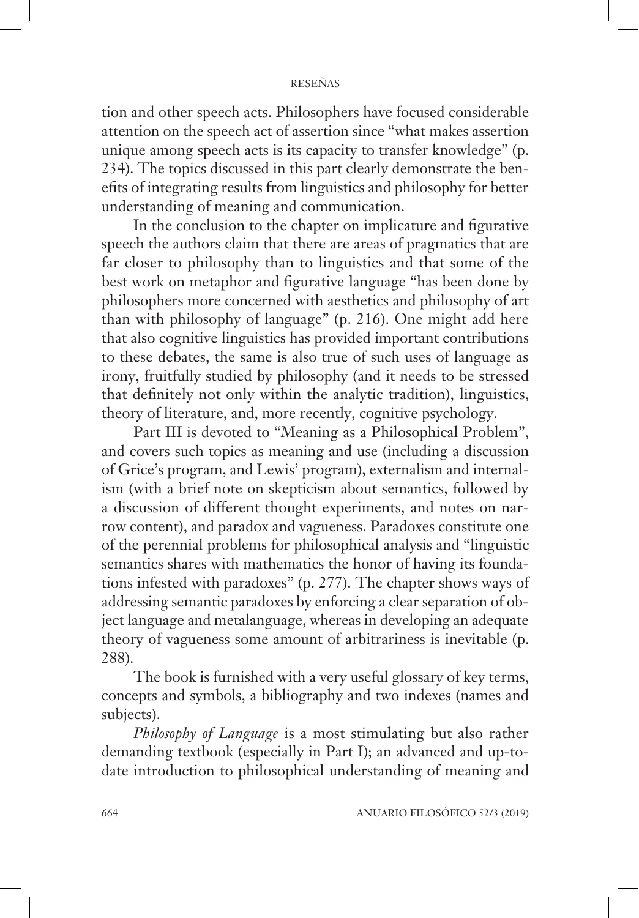tion and other speech acts. Philosophers have focused considerable attention on the speech act of assertion since "what makes assertion unique among speech acts is its capacity to transfer knowledge" (p. 234). The topics discussed in this part clearly demonstrate the benefits of integrating results from linguistics and philosophy for better understanding of meaning and communication.

In the conclusion to the chapter on implicature and figurative speech the authors claim that there are areas of pragmatics that are far closer to philosophy than to linguistics and that some of the best work on metaphor and figurative language "has been done by philosophers more concerned with aesthetics and philosophy of art than with philosophy of language" (p. 216). One might add here that also cognitive linguistics has provided important contributions to these debates, the same is also true of such uses of language as irony, fruitfully studied by philosophy (and it needs to be stressed that definitely not only within the analytic tradition), linguistics, theory of literature, and, more recently, cognitive psychology.

Part III is devoted to "Meaning as a Philosophical Problem", and covers such topics as meaning and use (including a discussion of Grice's program, and Lewis' program), externalism and internalism (with a brief note on skepticism about semantics, followed by a discussion of different thought experiments, and notes on narrow content), and paradox and vagueness. Paradoxes constitute one of the perennial problems for philosophical analysis and "linguistic semantics shares with mathematics the honor of having its foundations infested with paradoxes" (p. 277). The chapter shows ways of addressing semantic paradoxes by enforcing a clear separation of object language and metalanguage, whereas in developing an adequate theory of vagueness some amount of arbitrariness is inevitable (p. 288).

The book is furnished with a very useful glossary of key terms, concepts and symbols, a bibliography and two indexes (names and subjects).

*Philosophy of Language* is a most stimulating but also rather demanding textbook (especially in Part I); an advanced and up-to-date introduction to philosophical understanding of meaning and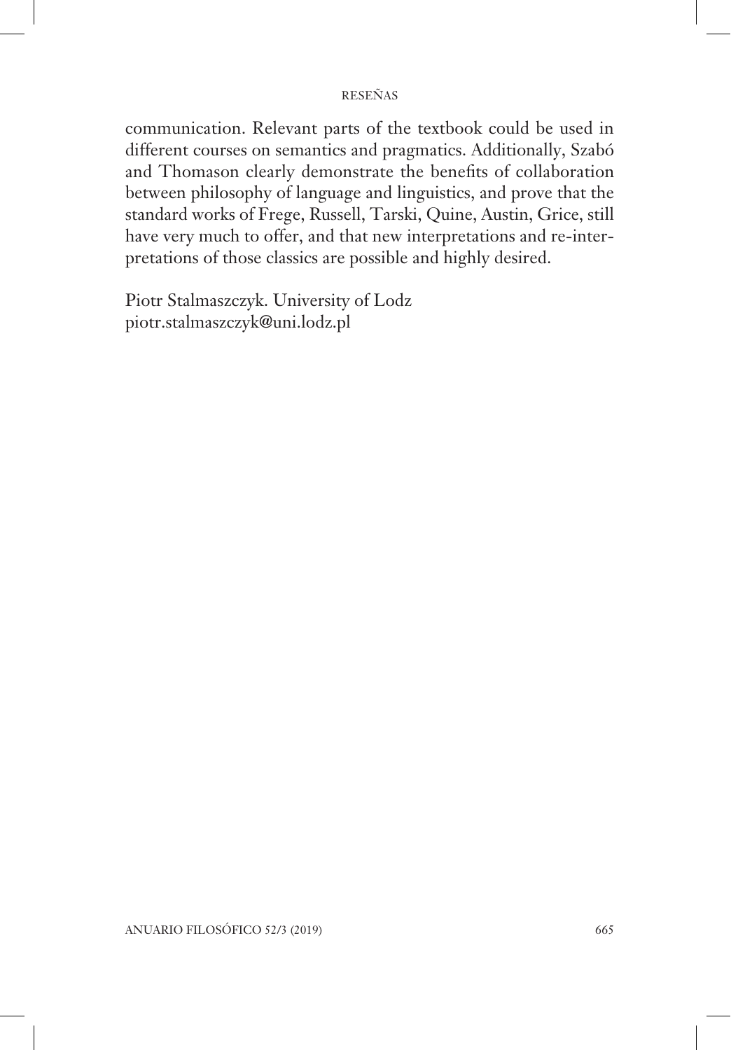communication. Relevant parts of the textbook could be used in different courses on semantics and pragmatics. Additionally, Szabó and Thomason clearly demonstrate the benefits of collaboration between philosophy of language and linguistics, and prove that the standard works of Frege, Russell, Tarski, Quine, Austin, Grice, still have very much to offer, and that new interpretations and re-interpretations of those classics are possible and highly desired.

Piotr Stalmaszczyk. University of Lodz
piotr.stalmaszczyk@uni.lodz.pl